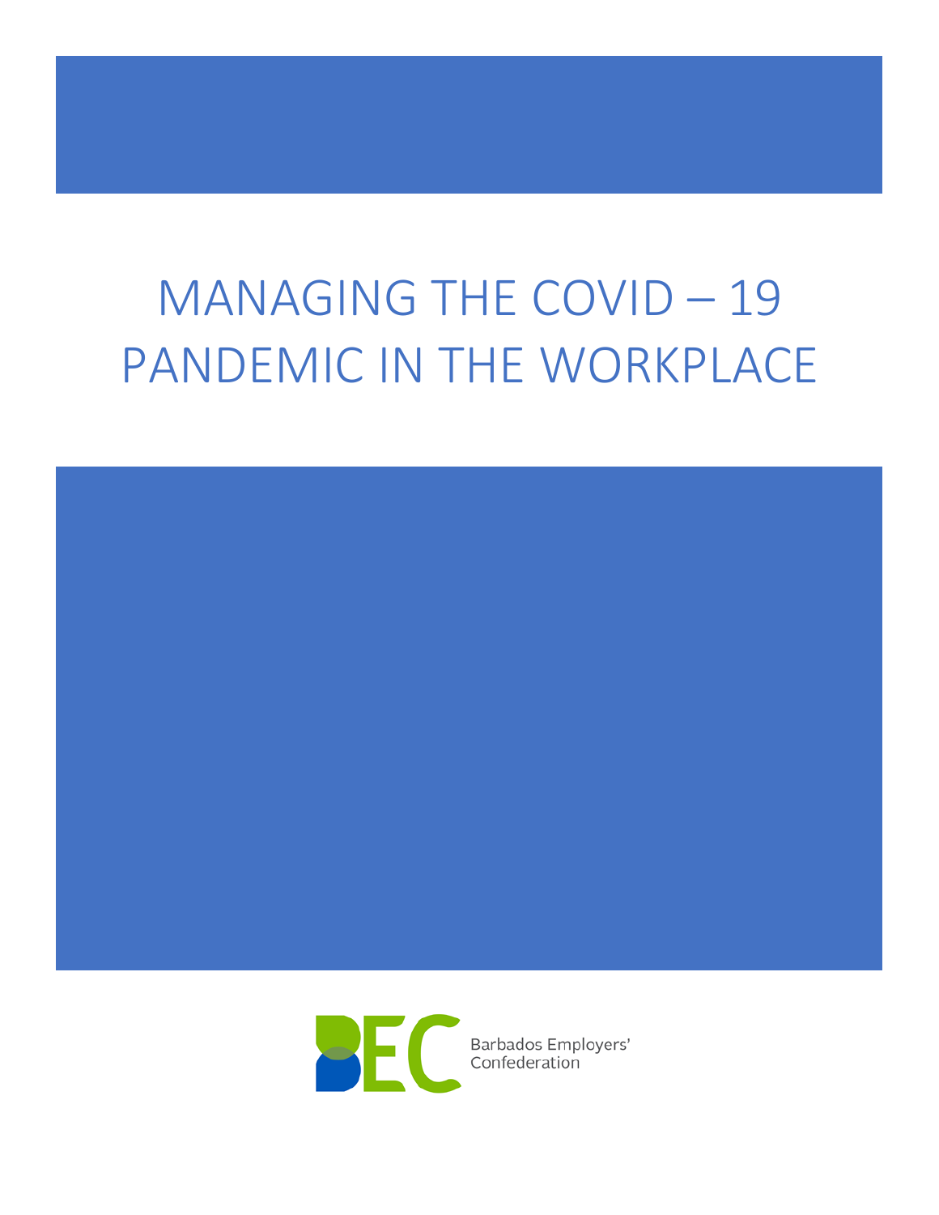# MANAGING THE COVID – 19 PANDEMIC IN THE WORKPLACE

Barbados Employers' Confederation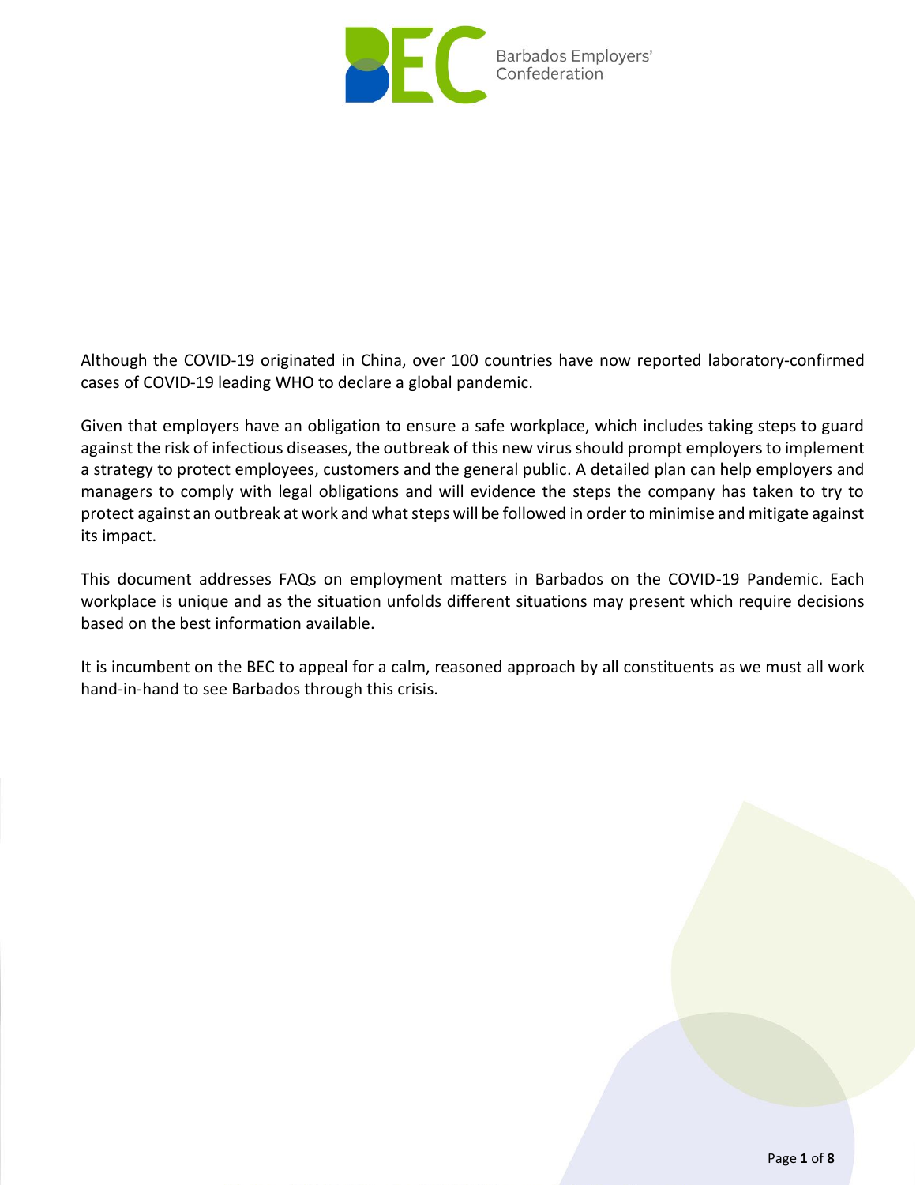Although the COVID-19 originated in China, over 100 countries have now reported laboratory-confirmed cases of COVID-19 leading WHO to declare a global pandemic.

Given that employers have an obligation to ensure a safe workplace, which includes taking steps to guard against the risk of infectious diseases, the outbreak of this new virus should prompt employers to implement a strategy to protect employees, customers and the general public. A detailed plan can help employers and managers to comply with legal obligations and will evidence the steps the company has taken to try to protect against an outbreak at work and what steps will be followed in order to minimise and mitigate against its impact.

This document addresses FAQs on employment matters in Barbados on the COVID-19 Pandemic. Each workplace is unique and as the situation unfolds different situations may present which require decisions based on the best information available.

It is incumbent on the BEC to appeal for a calm, reasoned approach by all constituents as we must all work hand-in-hand to see Barbados through this crisis.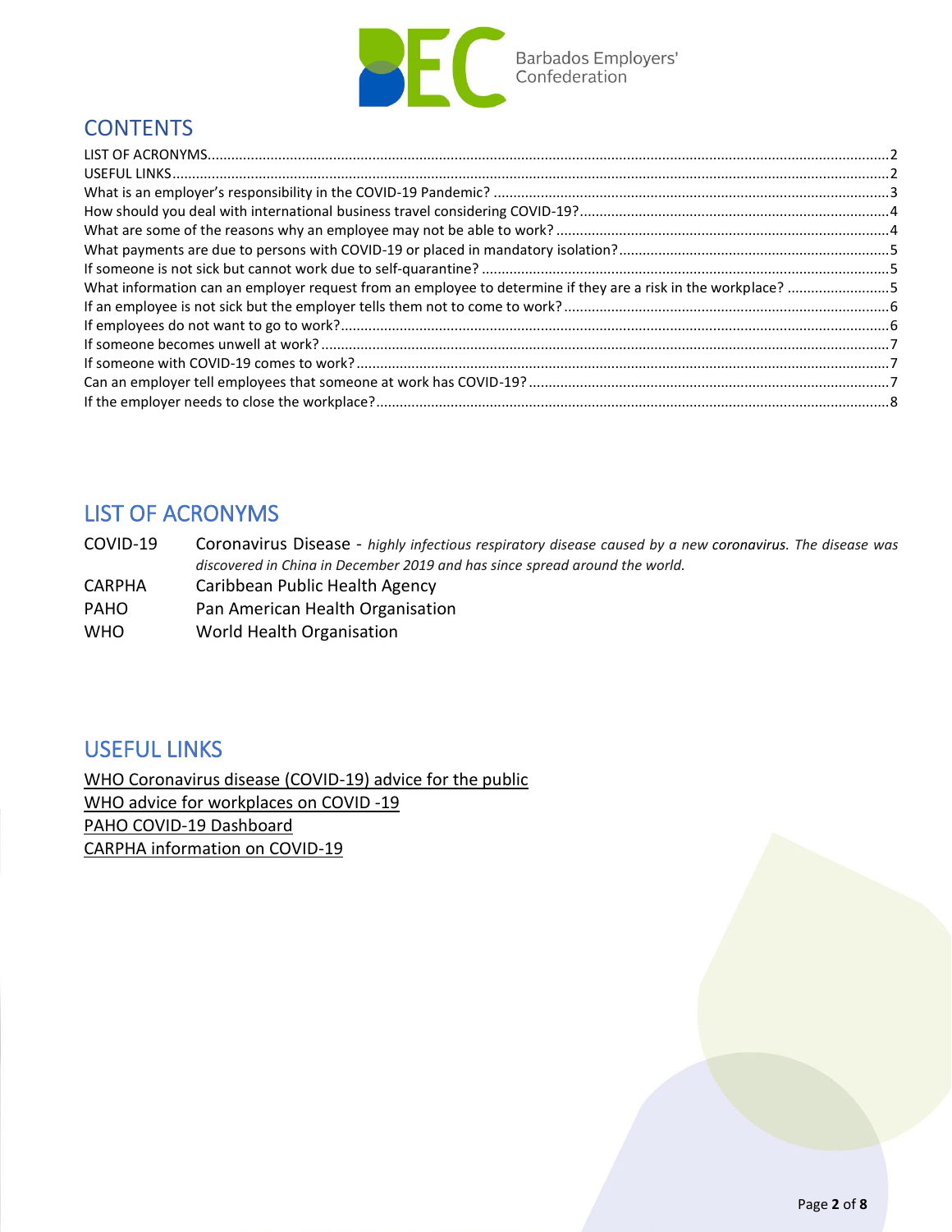## CONTENTS

LIST OF ACRONYMS....................2
USEFUL LINKS....................2
What is an employer's responsibility in the COVID-19 Pandemic? ....................3
How should you deal with international business travel considering COVID-19?....................4
What are some of the reasons why an employee may not be able to work? ....................4
What payments are due to persons with COVID-19 or placed in mandatory isolation?....................5
If someone is not sick but cannot work due to self-quarantine? ....................5
What information can an employer request from an employee to determine if they are a risk in the workplace? ....................5
If an employee is not sick but the employer tells them not to come to work? ....................6
If employees do not want to go to work?....................6
If someone becomes unwell at work? ....................7
If someone with COVID-19 comes to work? ....................7
Can an employer tell employees that someone at work has COVID-19? ....................7
If the employer needs to close the workplace?....................8

## LIST OF ACRONYMS

| | |
|---|---|
| COVID-19 | Coronavirus Disease - *highly infectious respiratory disease caused by a new coronavirus. The disease was discovered in China in December 2019 and has since spread around the world.* |
| CARPHA | Caribbean Public Health Agency |
| PAHO | Pan American Health Organisation |
| WHO | World Health Organisation |

## USEFUL LINKS

WHO Coronavirus disease (COVID-19) advice for the public
WHO advice for workplaces on COVID -19
PAHO COVID-19 Dashboard
CARPHA information on COVID-19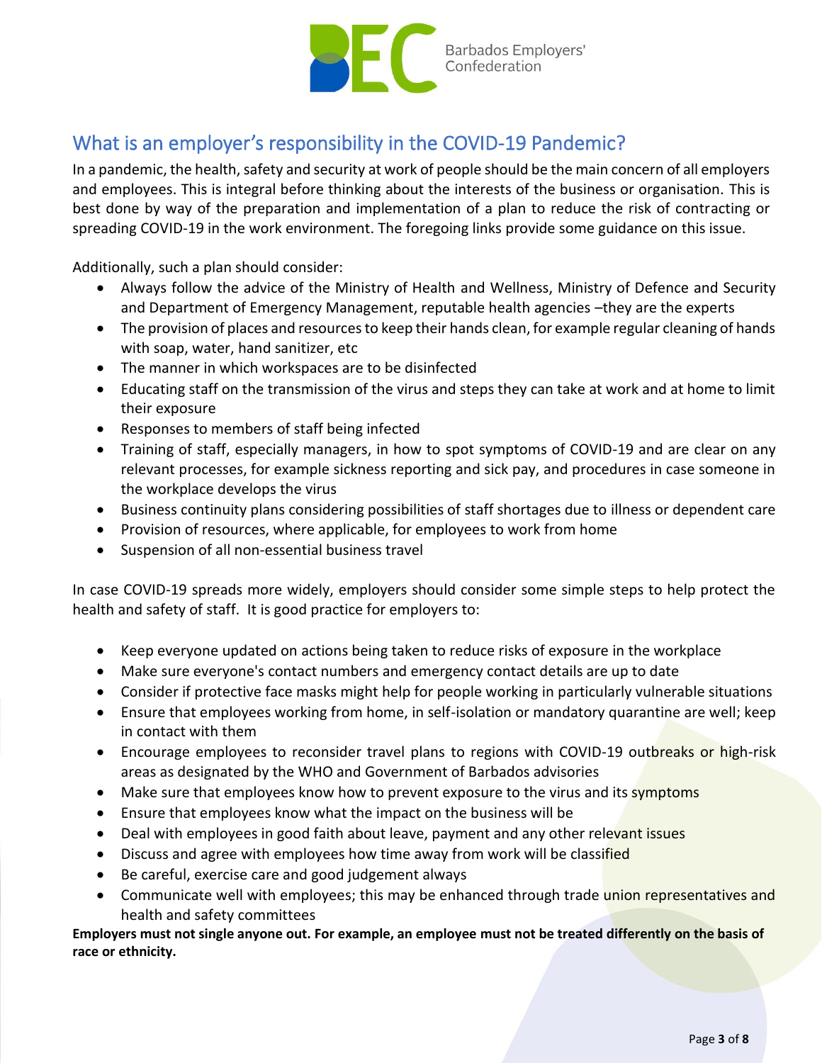## What is an employer's responsibility in the COVID-19 Pandemic?

In a pandemic, the health, safety and security at work of people should be the main concern of all employers and employees. This is integral before thinking about the interests of the business or organisation. This is best done by way of the preparation and implementation of a plan to reduce the risk of contracting or spreading COVID-19 in the work environment. The foregoing links provide some guidance on this issue.

Additionally, such a plan should consider:

- Always follow the advice of the Ministry of Health and Wellness, Ministry of Defence and Security and Department of Emergency Management, reputable health agencies –they are the experts
- The provision of places and resources to keep their hands clean, for example regular cleaning of hands with soap, water, hand sanitizer, etc
- The manner in which workspaces are to be disinfected
- Educating staff on the transmission of the virus and steps they can take at work and at home to limit their exposure
- Responses to members of staff being infected
- Training of staff, especially managers, in how to spot symptoms of COVID-19 and are clear on any relevant processes, for example sickness reporting and sick pay, and procedures in case someone in the workplace develops the virus
- Business continuity plans considering possibilities of staff shortages due to illness or dependent care
- Provision of resources, where applicable, for employees to work from home
- Suspension of all non-essential business travel

In case COVID-19 spreads more widely, employers should consider some simple steps to help protect the health and safety of staff. It is good practice for employers to:

- Keep everyone updated on actions being taken to reduce risks of exposure in the workplace
- Make sure everyone's contact numbers and emergency contact details are up to date
- Consider if protective face masks might help for people working in particularly vulnerable situations
- Ensure that employees working from home, in self-isolation or mandatory quarantine are well; keep in contact with them
- Encourage employees to reconsider travel plans to regions with COVID-19 outbreaks or high-risk areas as designated by the WHO and Government of Barbados advisories
- Make sure that employees know how to prevent exposure to the virus and its symptoms
- Ensure that employees know what the impact on the business will be
- Deal with employees in good faith about leave, payment and any other relevant issues
- Discuss and agree with employees how time away from work will be classified
- Be careful, exercise care and good judgement always
- Communicate well with employees; this may be enhanced through trade union representatives and health and safety committees

**Employers must not single anyone out. For example, an employee must not be treated differently on the basis of race or ethnicity.**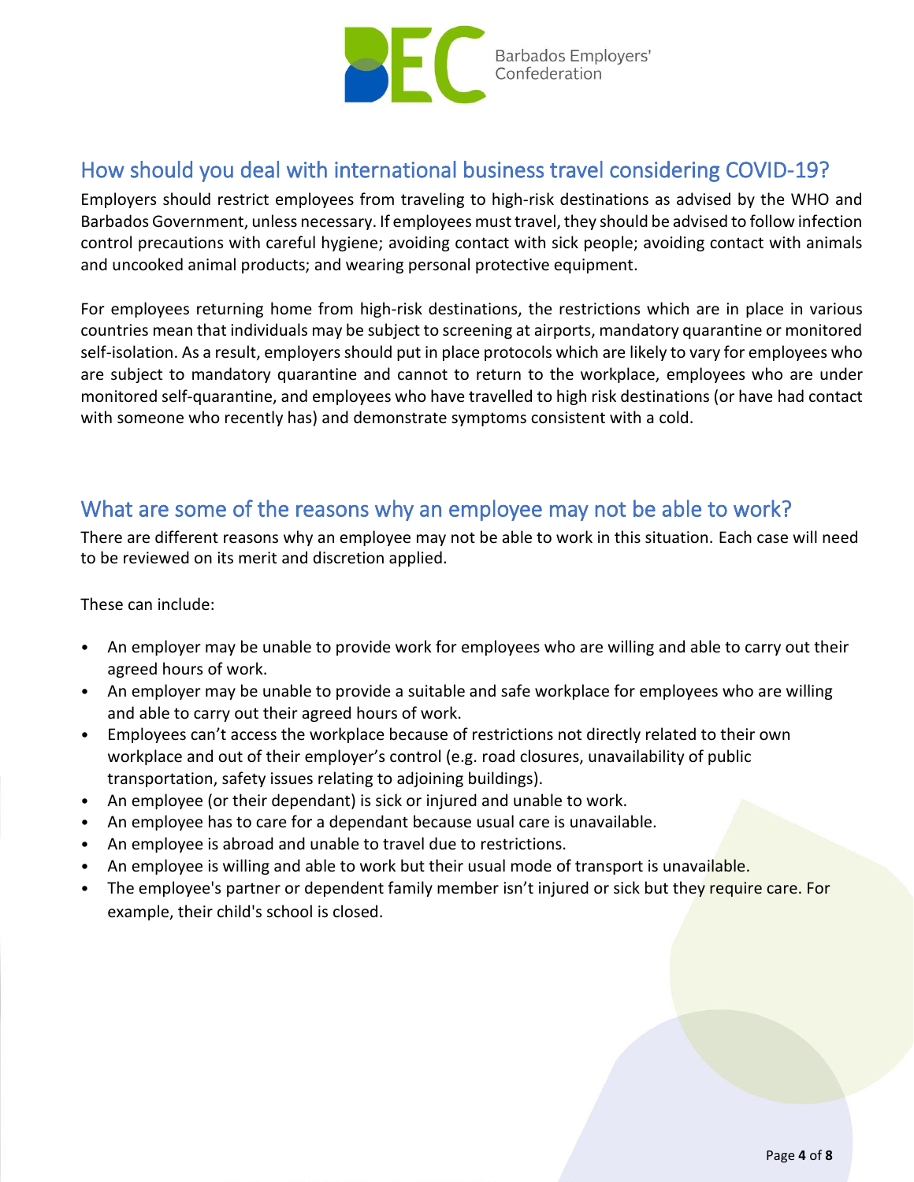## How should you deal with international business travel considering COVID-19?

Employers should restrict employees from traveling to high-risk destinations as advised by the WHO and Barbados Government, unless necessary. If employees must travel, they should be advised to follow infection control precautions with careful hygiene; avoiding contact with sick people; avoiding contact with animals and uncooked animal products; and wearing personal protective equipment.

For employees returning home from high-risk destinations, the restrictions which are in place in various countries mean that individuals may be subject to screening at airports, mandatory quarantine or monitored self-isolation. As a result, employers should put in place protocols which are likely to vary for employees who are subject to mandatory quarantine and cannot to return to the workplace, employees who are under monitored self-quarantine, and employees who have travelled to high risk destinations (or have had contact with someone who recently has) and demonstrate symptoms consistent with a cold.

## What are some of the reasons why an employee may not be able to work?

There are different reasons why an employee may not be able to work in this situation. Each case will need to be reviewed on its merit and discretion applied.

These can include:

- An employer may be unable to provide work for employees who are willing and able to carry out their agreed hours of work.
- An employer may be unable to provide a suitable and safe workplace for employees who are willing and able to carry out their agreed hours of work.
- Employees can't access the workplace because of restrictions not directly related to their own workplace and out of their employer's control (e.g. road closures, unavailability of public transportation, safety issues relating to adjoining buildings).
- An employee (or their dependant) is sick or injured and unable to work.
- An employee has to care for a dependant because usual care is unavailable.
- An employee is abroad and unable to travel due to restrictions.
- An employee is willing and able to work but their usual mode of transport is unavailable.
- The employee's partner or dependent family member isn't injured or sick but they require care. For example, their child's school is closed.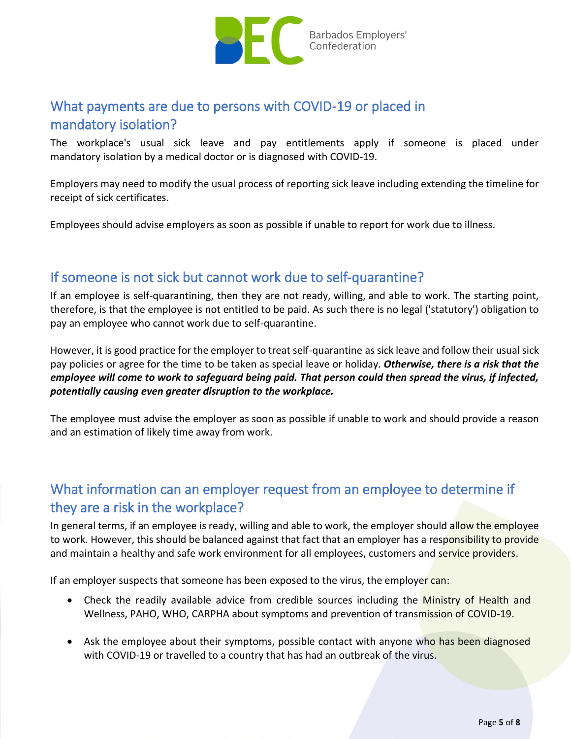## What payments are due to persons with COVID-19 or placed in mandatory isolation?

The workplace's usual sick leave and pay entitlements apply if someone is placed under mandatory isolation by a medical doctor or is diagnosed with COVID-19.

Employers may need to modify the usual process of reporting sick leave including extending the timeline for receipt of sick certificates.

Employees should advise employers as soon as possible if unable to report for work due to illness.

## If someone is not sick but cannot work due to self-quarantine?

If an employee is self-quarantining, then they are not ready, willing, and able to work. The starting point, therefore, is that the employee is not entitled to be paid. As such there is no legal ('statutory') obligation to pay an employee who cannot work due to self-quarantine.

However, it is good practice for the employer to treat self-quarantine as sick leave and follow their usual sick pay policies or agree for the time to be taken as special leave or holiday. ***Otherwise, there is a risk that the employee will come to work to safeguard being paid. That person could then spread the virus, if infected, potentially causing even greater disruption to the workplace.***

The employee must advise the employer as soon as possible if unable to work and should provide a reason and an estimation of likely time away from work.

## What information can an employer request from an employee to determine if they are a risk in the workplace?

In general terms, if an employee is ready, willing and able to work, the employer should allow the employee to work. However, this should be balanced against that fact that an employer has a responsibility to provide and maintain a healthy and safe work environment for all employees, customers and service providers.

If an employer suspects that someone has been exposed to the virus, the employer can:

- Check the readily available advice from credible sources including the Ministry of Health and Wellness, PAHO, WHO, CARPHA about symptoms and prevention of transmission of COVID-19.
- Ask the employee about their symptoms, possible contact with anyone who has been diagnosed with COVID-19 or travelled to a country that has had an outbreak of the virus.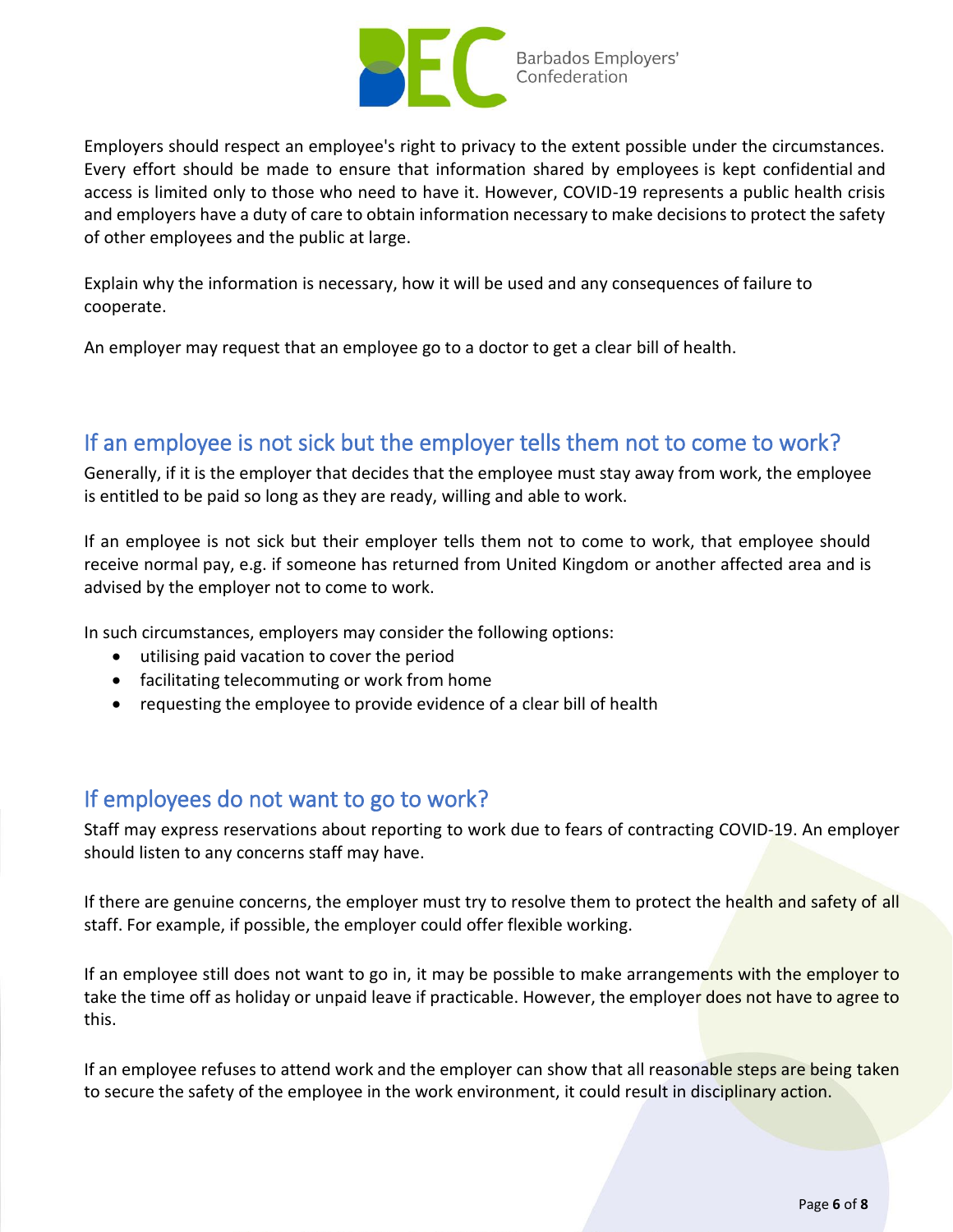Employers should respect an employee's right to privacy to the extent possible under the circumstances. Every effort should be made to ensure that information shared by employees is kept confidential and access is limited only to those who need to have it. However, COVID-19 represents a public health crisis and employers have a duty of care to obtain information necessary to make decisions to protect the safety of other employees and the public at large.

Explain why the information is necessary, how it will be used and any consequences of failure to cooperate.

An employer may request that an employee go to a doctor to get a clear bill of health.

## If an employee is not sick but the employer tells them not to come to work?

Generally, if it is the employer that decides that the employee must stay away from work, the employee is entitled to be paid so long as they are ready, willing and able to work.

If an employee is not sick but their employer tells them not to come to work, that employee should receive normal pay, e.g. if someone has returned from United Kingdom or another affected area and is advised by the employer not to come to work.

In such circumstances, employers may consider the following options:

- utilising paid vacation to cover the period
- facilitating telecommuting or work from home
- requesting the employee to provide evidence of a clear bill of health

## If employees do not want to go to work?

Staff may express reservations about reporting to work due to fears of contracting COVID-19. An employer should listen to any concerns staff may have.

If there are genuine concerns, the employer must try to resolve them to protect the health and safety of all staff. For example, if possible, the employer could offer flexible working.

If an employee still does not want to go in, it may be possible to make arrangements with the employer to take the time off as holiday or unpaid leave if practicable. However, the employer does not have to agree to this.

If an employee refuses to attend work and the employer can show that all reasonable steps are being taken to secure the safety of the employee in the work environment, it could result in disciplinary action.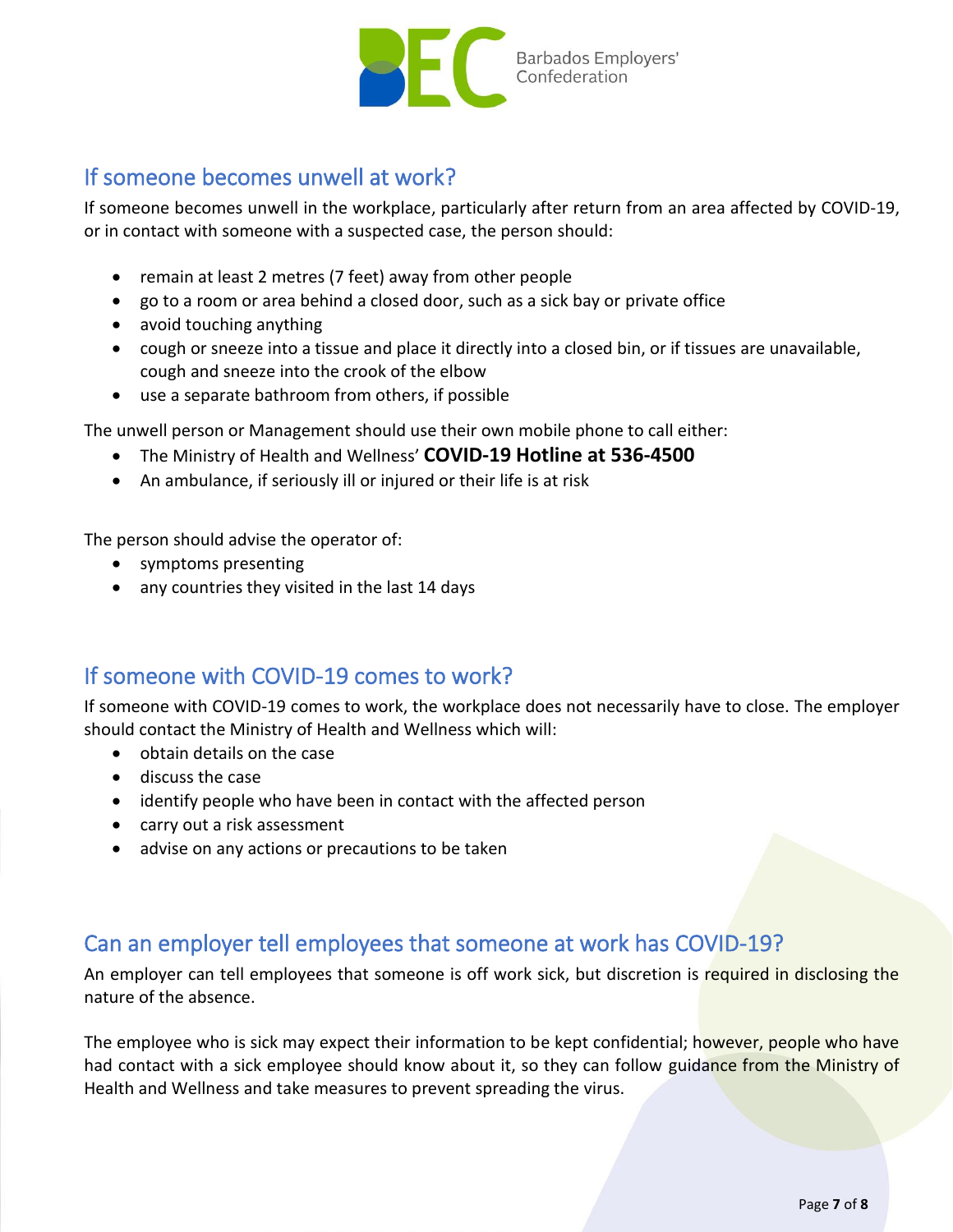## If someone becomes unwell at work?

If someone becomes unwell in the workplace, particularly after return from an area affected by COVID-19, or in contact with someone with a suspected case, the person should:

- remain at least 2 metres (7 feet) away from other people
- go to a room or area behind a closed door, such as a sick bay or private office
- avoid touching anything
- cough or sneeze into a tissue and place it directly into a closed bin, or if tissues are unavailable, cough and sneeze into the crook of the elbow
- use a separate bathroom from others, if possible

The unwell person or Management should use their own mobile phone to call either:

- The Ministry of Health and Wellness' **COVID-19 Hotline at 536-4500**
- An ambulance, if seriously ill or injured or their life is at risk

The person should advise the operator of:

- symptoms presenting
- any countries they visited in the last 14 days

## If someone with COVID-19 comes to work?

If someone with COVID-19 comes to work, the workplace does not necessarily have to close. The employer should contact the Ministry of Health and Wellness which will:

- obtain details on the case
- discuss the case
- identify people who have been in contact with the affected person
- carry out a risk assessment
- advise on any actions or precautions to be taken

## Can an employer tell employees that someone at work has COVID-19?

An employer can tell employees that someone is off work sick, but discretion is required in disclosing the nature of the absence.

The employee who is sick may expect their information to be kept confidential; however, people who have had contact with a sick employee should know about it, so they can follow guidance from the Ministry of Health and Wellness and take measures to prevent spreading the virus.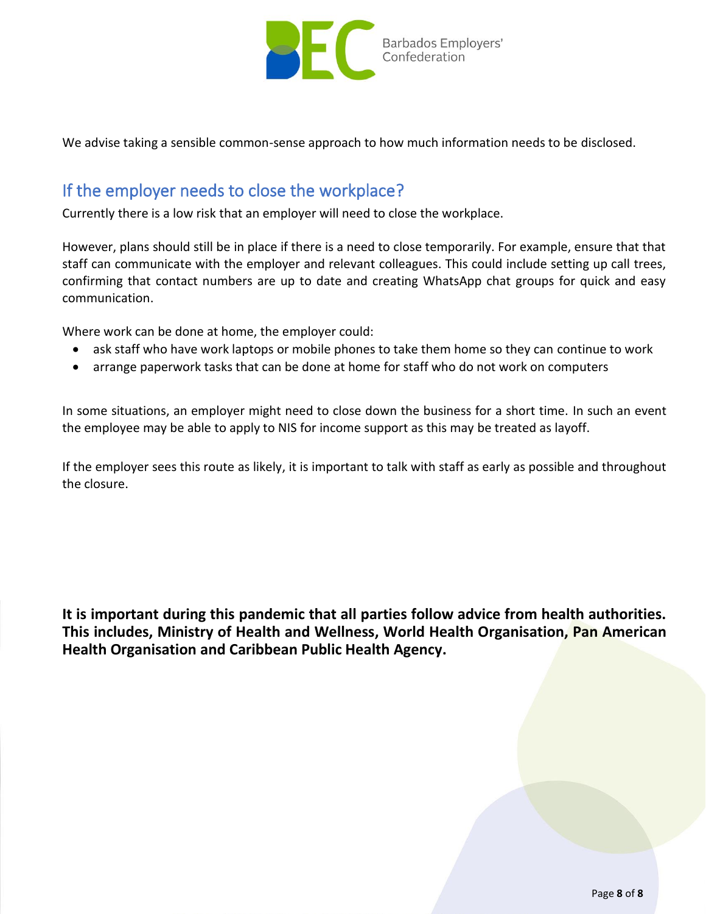We advise taking a sensible common-sense approach to how much information needs to be disclosed.

## If the employer needs to close the workplace?

Currently there is a low risk that an employer will need to close the workplace.

However, plans should still be in place if there is a need to close temporarily. For example, ensure that that staff can communicate with the employer and relevant colleagues. This could include setting up call trees, confirming that contact numbers are up to date and creating WhatsApp chat groups for quick and easy communication.

Where work can be done at home, the employer could:

- ask staff who have work laptops or mobile phones to take them home so they can continue to work
- arrange paperwork tasks that can be done at home for staff who do not work on computers

In some situations, an employer might need to close down the business for a short time. In such an event the employee may be able to apply to NIS for income support as this may be treated as layoff.

If the employer sees this route as likely, it is important to talk with staff as early as possible and throughout the closure.

**It is important during this pandemic that all parties follow advice from health authorities. This includes, Ministry of Health and Wellness, World Health Organisation, Pan American Health Organisation and Caribbean Public Health Agency.**